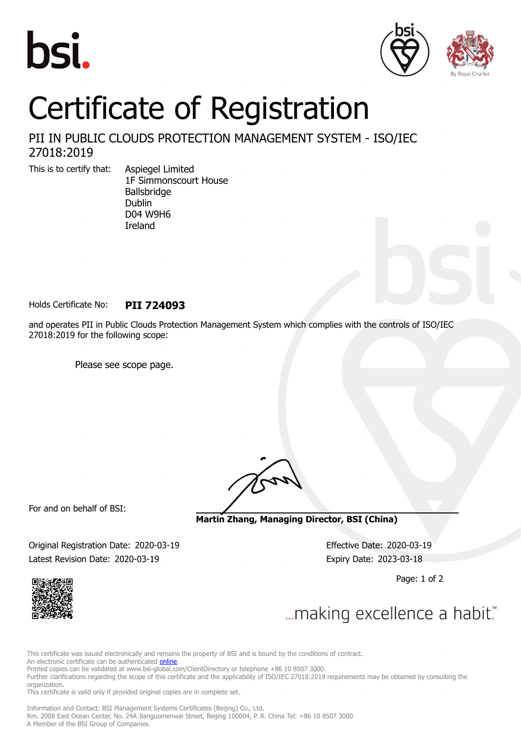bsi.

By Royal Charter

# Certificate of Registration

## PII IN PUBLIC CLOUDS PROTECTION MANAGEMENT SYSTEM - ISO/IEC 27018:2019

This is to certify that:

Aspiegel Limited
1F Simmonscourt House
Ballsbridge
Dublin
D04 W9H6
Ireland

Holds Certificate No: **PII 724093**

and operates PII in Public Clouds Protection Management System which complies with the controls of ISO/IEC 27018:2019 for the following scope:

Please see scope page.

For and on behalf of BSI:

**Martin Zhang, Managing Director, BSI (China)**

Original Registration Date: 2020-03-19

Latest Revision Date: 2020-03-19

Effective Date: 2020-03-19

Expiry Date: 2023-03-18

...making excellence a habit.™

This certificate was issued electronically and remains the property of BSI and is bound by the conditions of contract.
An electronic certificate can be authenticated online.
Printed copies can be validated at www.bsi-global.com/ClientDirectory or telephone +86 10 8507 3000.
Further clarifications regarding the scope of this certificate and the applicability of ISO/IEC 27018:2019 requirements may be obtained by consulting the organization.
This certificate is valid only if provided original copies are in complete set.

Information and Contact: BSI Management Systems Certificates (Beijing) Co., Ltd.
Rm. 2008 East Ocean Center, No. 24A Jianguomenwai Street, Beijing 100004, P. R. China Tel: +86 10 8507 3000
A Member of the BSI Group of Companies.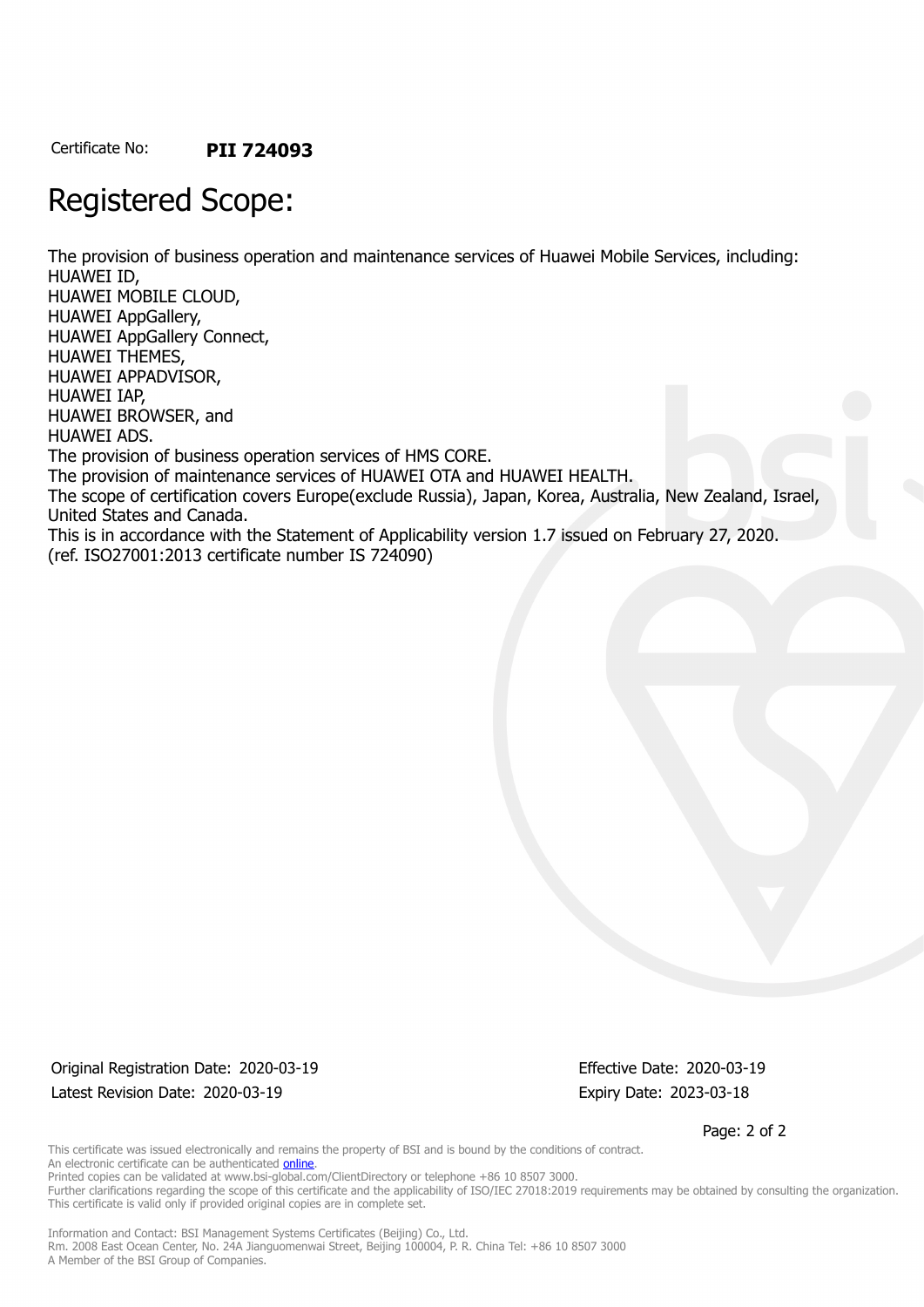Certificate No: **PII 724093**

# Registered Scope:

The provision of business operation and maintenance services of Huawei Mobile Services, including:
HUAWEI ID,
HUAWEI MOBILE CLOUD,
HUAWEI AppGallery,
HUAWEI AppGallery Connect,
HUAWEI THEMES,
HUAWEI APPADVISOR,
HUAWEI IAP,
HUAWEI BROWSER, and
HUAWEI ADS.
The provision of business operation services of HMS CORE.
The provision of maintenance services of HUAWEI OTA and HUAWEI HEALTH.
The scope of certification covers Europe(exclude Russia), Japan, Korea, Australia, New Zealand, Israel, United States and Canada.
This is in accordance with the Statement of Applicability version 1.7 issued on February 27, 2020.
(ref. ISO27001:2013 certificate number IS 724090)

Original Registration Date: 2020-03-19
Latest Revision Date: 2020-03-19

Effective Date: 2020-03-19
Expiry Date: 2023-03-18

This certificate was issued electronically and remains the property of BSI and is bound by the conditions of contract.
An electronic certificate can be authenticated online.
Printed copies can be validated at www.bsi-global.com/ClientDirectory or telephone +86 10 8507 3000.
Further clarifications regarding the scope of this certificate and the applicability of ISO/IEC 27018:2019 requirements may be obtained by consulting the organization.
This certificate is valid only if provided original copies are in complete set.

Information and Contact: BSI Management Systems Certificates (Beijing) Co., Ltd.
Rm. 2008 East Ocean Center, No. 24A Jianguomenwai Street, Beijing 100004, P. R. China Tel: +86 10 8507 3000
A Member of the BSI Group of Companies.